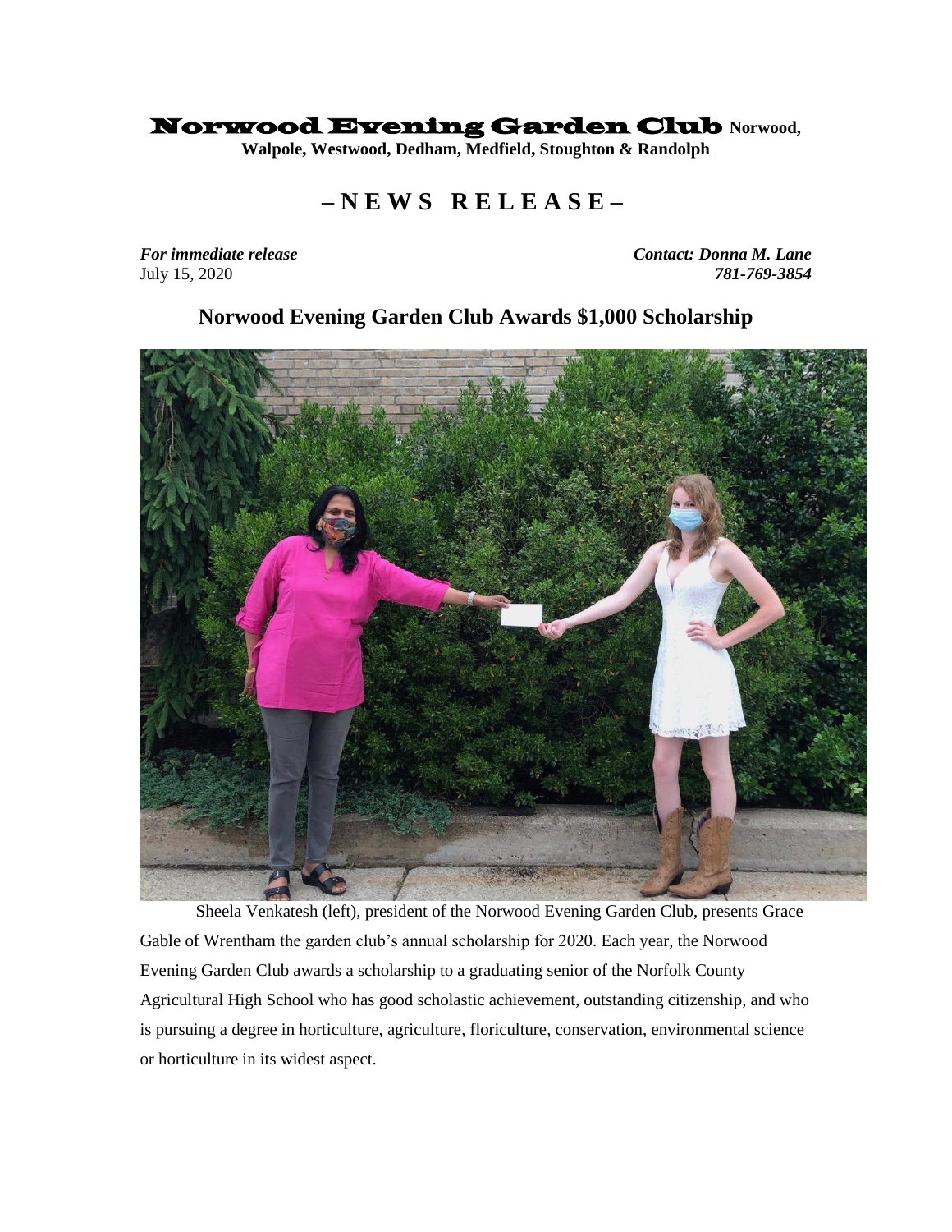# Norwood Evening Garden Club

**Norwood, Walpole, Westwood, Dedham, Medfield, Stoughton & Randolph**

## – N E W S   R E L E A S E –

***For immediate release***
July 15, 2020

***Contact: Donna M. Lane***
***781-769-3854***

## Norwood Evening Garden Club Awards $1,000 Scholarship

Sheela Venkatesh (left), president of the Norwood Evening Garden Club, presents Grace Gable of Wrentham the garden club's annual scholarship for 2020. Each year, the Norwood Evening Garden Club awards a scholarship to a graduating senior of the Norfolk County Agricultural High School who has good scholastic achievement, outstanding citizenship, and who is pursuing a degree in horticulture, agriculture, floriculture, conservation, environmental science or horticulture in its widest aspect.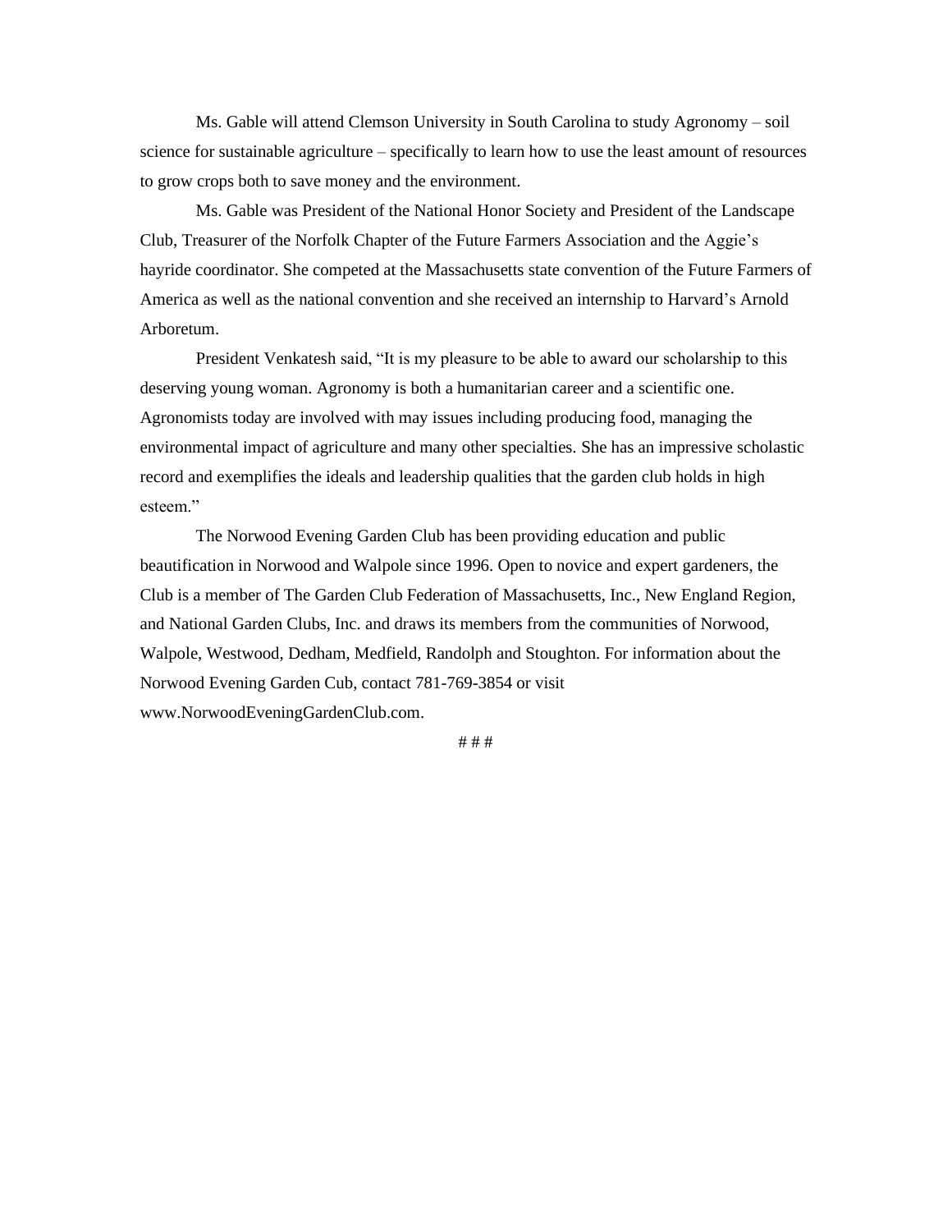Ms. Gable will attend Clemson University in South Carolina to study Agronomy – soil science for sustainable agriculture – specifically to learn how to use the least amount of resources to grow crops both to save money and the environment.

Ms. Gable was President of the National Honor Society and President of the Landscape Club, Treasurer of the Norfolk Chapter of the Future Farmers Association and the Aggie's hayride coordinator. She competed at the Massachusetts state convention of the Future Farmers of America as well as the national convention and she received an internship to Harvard's Arnold Arboretum.

President Venkatesh said, "It is my pleasure to be able to award our scholarship to this deserving young woman. Agronomy is both a humanitarian career and a scientific one. Agronomists today are involved with may issues including producing food, managing the environmental impact of agriculture and many other specialties. She has an impressive scholastic record and exemplifies the ideals and leadership qualities that the garden club holds in high esteem."

The Norwood Evening Garden Club has been providing education and public beautification in Norwood and Walpole since 1996. Open to novice and expert gardeners, the Club is a member of The Garden Club Federation of Massachusetts, Inc., New England Region, and National Garden Clubs, Inc. and draws its members from the communities of Norwood, Walpole, Westwood, Dedham, Medfield, Randolph and Stoughton. For information about the Norwood Evening Garden Cub, contact 781-769-3854 or visit www.NorwoodEveningGardenClub.com.

# # #